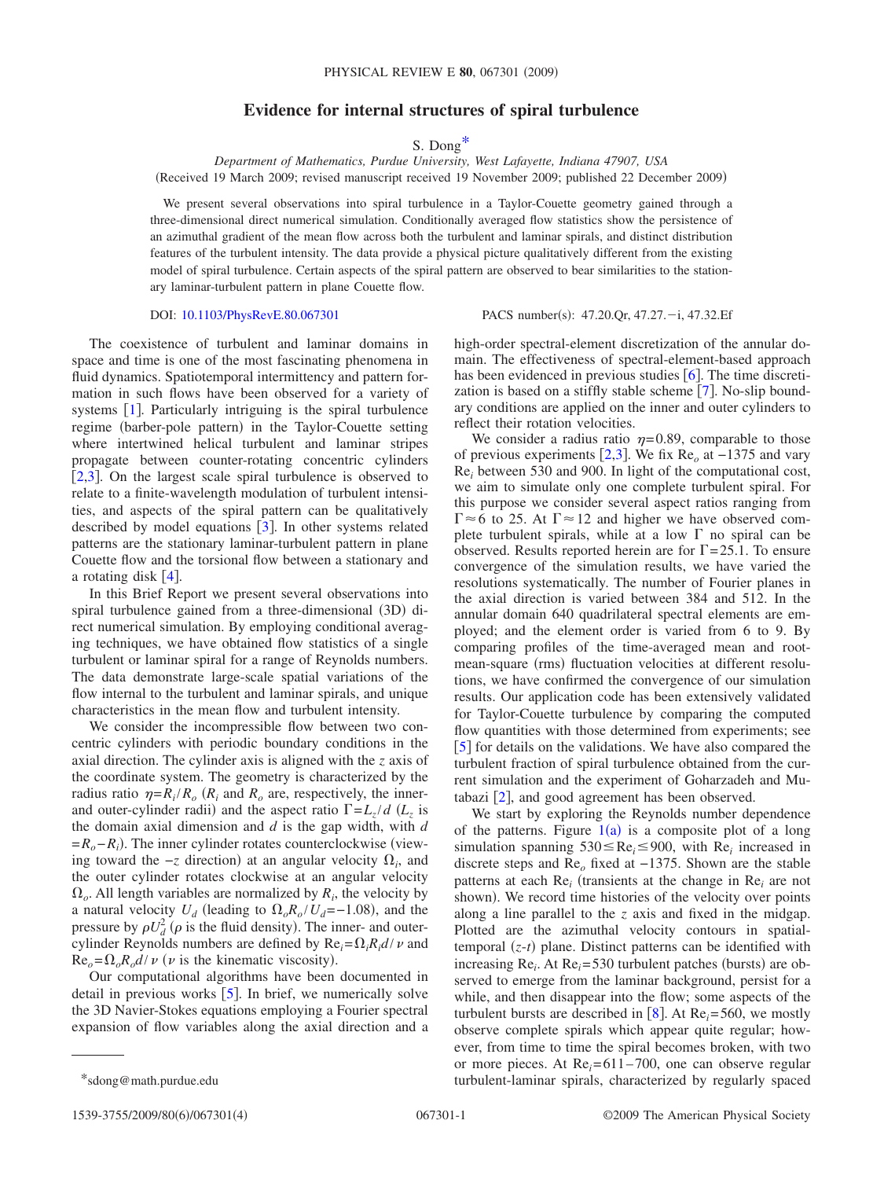# Evidence for internal structures of spiral turbulence

S. Dong*

*Department of Mathematics, Purdue University, West Lafayette, Indiana 47907, USA*

(Received 19 March 2009; revised manuscript received 19 November 2009; published 22 December 2009)

We present several observations into spiral turbulence in a Taylor-Couette geometry gained through a three-dimensional direct numerical simulation. Conditionally averaged flow statistics show the persistence of an azimuthal gradient of the mean flow across both the turbulent and laminar spirals, and distinct distribution features of the turbulent intensity. The data provide a physical picture qualitatively different from the existing model of spiral turbulence. Certain aspects of the spiral pattern are observed to bear similarities to the stationary laminar-turbulent pattern in plane Couette flow.

DOI: 10.1103/PhysRevE.80.067301 PACS number(s): 47.20.Qr, 47.27.−i, 47.32.Ef

The coexistence of turbulent and laminar domains in space and time is one of the most fascinating phenomena in fluid dynamics. Spatiotemporal intermittency and pattern formation in such flows have been observed for a variety of systems [1]. Particularly intriguing is the spiral turbulence regime (barber-pole pattern) in the Taylor-Couette setting where intertwined helical turbulent and laminar stripes propagate between counter-rotating concentric cylinders [2,3]. On the largest scale spiral turbulence is observed to relate to a finite-wavelength modulation of turbulent intensities, and aspects of the spiral pattern can be qualitatively described by model equations [3]. In other systems related patterns are the stationary laminar-turbulent pattern in plane Couette flow and the torsional flow between a stationary and a rotating disk [4].

In this Brief Report we present several observations into spiral turbulence gained from a three-dimensional (3D) direct numerical simulation. By employing conditional averaging techniques, we have obtained flow statistics of a single turbulent or laminar spiral for a range of Reynolds numbers. The data demonstrate large-scale spatial variations of the flow internal to the turbulent and laminar spirals, and unique characteristics in the mean flow and turbulent intensity.

We consider the incompressible flow between two concentric cylinders with periodic boundary conditions in the axial direction. The cylinder axis is aligned with the $z$ axis of the coordinate system. The geometry is characterized by the radius ratio $\eta=R_i/R_o$ ($R_i$ and $R_o$ are, respectively, the inner- and outer-cylinder radii) and the aspect ratio $\Gamma=L_z/d$ ($L_z$ is the domain axial dimension and $d$ is the gap width, with $d=R_o-R_i$). The inner cylinder rotates counterclockwise (viewing toward the $-z$ direction) at an angular velocity $\Omega_i$, and the outer cylinder rotates clockwise at an angular velocity $\Omega_o$. All length variables are normalized by $R_i$, the velocity by a natural velocity $U_d$ (leading to $\Omega_o R_o/U_d=-1.08$), and the pressure by $\rho U_d^2$ ($\rho$ is the fluid density). The inner- and outer-cylinder Reynolds numbers are defined by $\mathrm{Re}_i=\Omega_i R_i d/\nu$ and $\mathrm{Re}_o=\Omega_o R_o d/\nu$ ($\nu$ is the kinematic viscosity).

Our computational algorithms have been documented in detail in previous works [5]. In brief, we numerically solve the 3D Navier-Stokes equations employing a Fourier spectral expansion of flow variables along the axial direction and a high-order spectral-element discretization of the annular domain. The effectiveness of spectral-element-based approach has been evidenced in previous studies [6]. The time discretization is based on a stiffly stable scheme [7]. No-slip boundary conditions are applied on the inner and outer cylinders to reflect their rotation velocities.

We consider a radius ratio $\eta=0.89$, comparable to those of previous experiments [2,3]. We fix $\mathrm{Re}_o$ at $-1375$ and vary $\mathrm{Re}_i$ between 530 and 900. In light of the computational cost, we aim to simulate only one complete turbulent spiral. For this purpose we consider several aspect ratios ranging from $\Gamma\approx 6$ to 25. At $\Gamma\approx 12$ and higher we have observed complete turbulent spirals, while at a low $\Gamma$ no spiral can be observed. Results reported herein are for $\Gamma=25.1$. To ensure convergence of the simulation results, we have varied the resolutions systematically. The number of Fourier planes in the axial direction is varied between 384 and 512. In the annular domain 640 quadrilateral spectral elements are employed; and the element order is varied from 6 to 9. By comparing profiles of the time-averaged mean and root-mean-square (rms) fluctuation velocities at different resolutions, we have confirmed the convergence of our simulation results. Our application code has been extensively validated for Taylor-Couette turbulence by comparing the computed flow quantities with those determined from experiments; see [5] for details on the validations. We have also compared the turbulent fraction of spiral turbulence obtained from the current simulation and the experiment of Goharzadeh and Mutabazi [2], and good agreement has been observed.

We start by exploring the Reynolds number dependence of the patterns. Figure 1(a) is a composite plot of a long simulation spanning $530\le \mathrm{Re}_i \le 900$, with $\mathrm{Re}_i$ increased in discrete steps and $\mathrm{Re}_o$ fixed at $-1375$. Shown are the stable patterns at each $\mathrm{Re}_i$ (transients at the change in $\mathrm{Re}_i$ are not shown). We record time histories of the velocity over points along a line parallel to the $z$ axis and fixed in the midgap. Plotted are the azimuthal velocity contours in spatial-temporal ($z$-$t$) plane. Distinct patterns can be identified with increasing $\mathrm{Re}_i$. At $\mathrm{Re}_i=530$ turbulent patches (bursts) are observed to emerge from the laminar background, persist for a while, and then disappear into the flow; some aspects of the turbulent bursts are described in [8]. At $\mathrm{Re}_i=560$, we mostly observe complete spirals which appear quite regular; however, from time to time the spiral becomes broken, with two or more pieces. At $\mathrm{Re}_i=611$–700, one can observe regular turbulent-laminar spirals, characterized by regularly spaced

*sdong@math.purdue.edu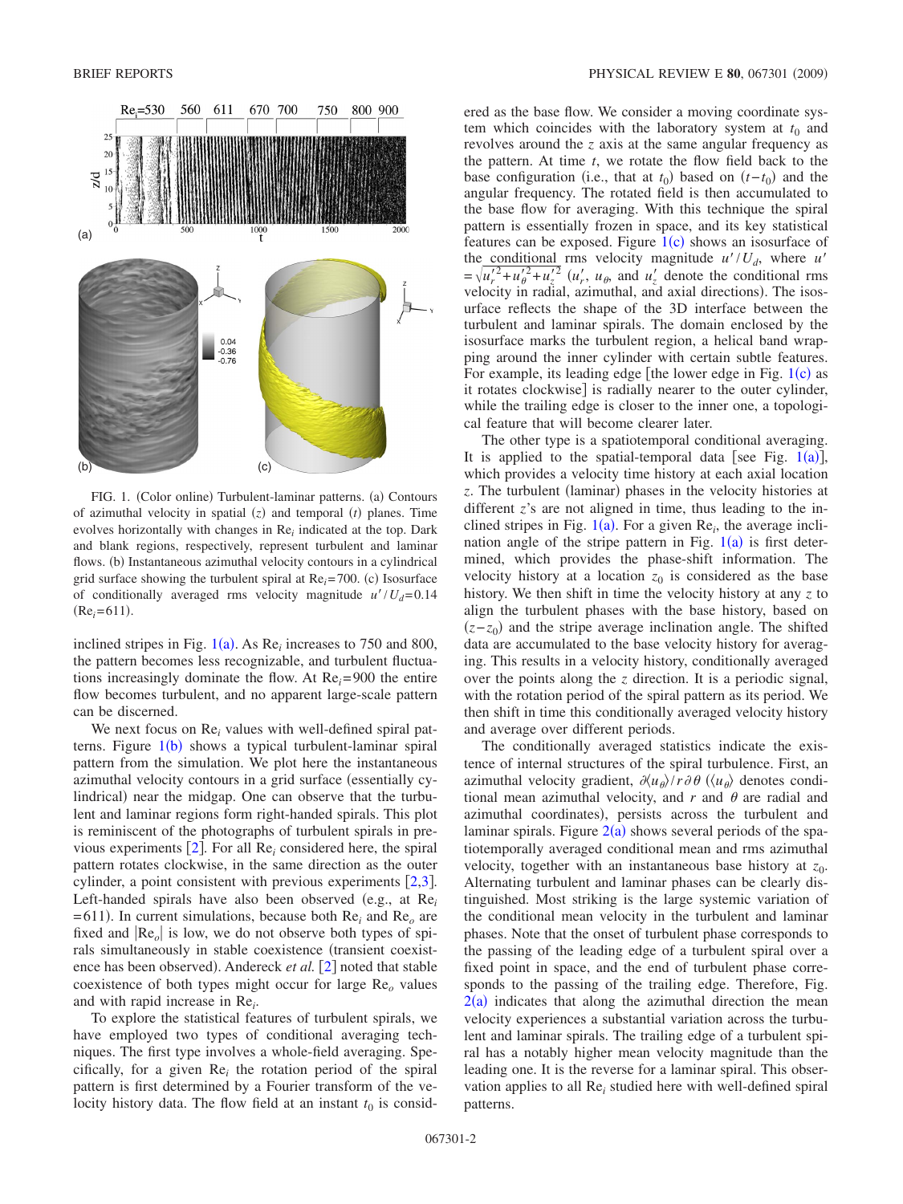FIG. 1. (Color online) Turbulent-laminar patterns. (a) Contours of azimuthal velocity in spatial ($z$) and temporal ($t$) planes. Time evolves horizontally with changes in $\mathrm{Re}_i$ indicated at the top. Dark and blank regions, respectively, represent turbulent and laminar flows. (b) Instantaneous azimuthal velocity contours in a cylindrical grid surface showing the turbulent spiral at $\mathrm{Re}_i=700$. (c) Isosurface of conditionally averaged rms velocity magnitude $u'/U_d=0.14$ ($\mathrm{Re}_i=611$).

inclined stripes in Fig. 1(a). As $\mathrm{Re}_i$ increases to 750 and 800, the pattern becomes less recognizable, and turbulent fluctuations increasingly dominate the flow. At $\mathrm{Re}_i=900$ the entire flow becomes turbulent, and no apparent large-scale pattern can be discerned.

We next focus on $\mathrm{Re}_i$ values with well-defined spiral patterns. Figure 1(b) shows a typical turbulent-laminar spiral pattern from the simulation. We plot here the instantaneous azimuthal velocity contours in a grid surface (essentially cylindrical) near the midgap. One can observe that the turbulent and laminar regions form right-handed spirals. This plot is reminiscent of the photographs of turbulent spirals in previous experiments [2]. For all $\mathrm{Re}_i$ considered here, the spiral pattern rotates clockwise, in the same direction as the outer cylinder, a point consistent with previous experiments [2,3]. Left-handed spirals have also been observed (e.g., at $\mathrm{Re}_i=611$). In current simulations, because both $\mathrm{Re}_i$ and $\mathrm{Re}_o$ are fixed and $|\mathrm{Re}_o|$ is low, we do not observe both types of spirals simultaneously in stable coexistence (transient coexistence has been observed). Andereck *et al.* [2] noted that stable coexistence of both types might occur for large $\mathrm{Re}_o$ values and with rapid increase in $\mathrm{Re}_i$.

To explore the statistical features of turbulent spirals, we have employed two types of conditional averaging techniques. The first type involves a whole-field averaging. Specifically, for a given $\mathrm{Re}_i$ the rotation period of the spiral pattern is first determined by a Fourier transform of the velocity history data. The flow field at an instant $t_0$ is considered as the base flow. We consider a moving coordinate system which coincides with the laboratory system at $t_0$ and revolves around the $z$ axis at the same angular frequency as the pattern. At time $t$, we rotate the flow field back to the base configuration (i.e., that at $t_0$) based on $(t-t_0)$ and the angular frequency. The rotated field is then accumulated to the base flow for averaging. With this technique the spiral pattern is essentially frozen in space, and its key statistical features can be exposed. Figure 1(c) shows an isosurface of the conditional rms velocity magnitude $u'/U_d$, where $u' = \sqrt{u_r'^2+u_\theta'^2+u_z'^2}$ ($u_r'$, $u_\theta$, and $u_z'$ denote the conditional rms velocity in radial, azimuthal, and axial directions). The isosurface reflects the shape of the 3D interface between the turbulent and laminar spirals. The domain enclosed by the isosurface marks the turbulent region, a helical band wrapping around the inner cylinder with certain subtle features. For example, its leading edge [the lower edge in Fig. 1(c) as it rotates clockwise] is radially nearer to the outer cylinder, while the trailing edge is closer to the inner one, a topological feature that will become clearer later.

The other type is a spatiotemporal conditional averaging. It is applied to the spatial-temporal data [see Fig. 1(a)], which provides a velocity time history at each axial location $z$. The turbulent (laminar) phases in the velocity histories at different $z$'s are not aligned in time, thus leading to the inclined stripes in Fig. 1(a). For a given $\mathrm{Re}_i$, the average inclination angle of the stripe pattern in Fig. 1(a) is first determined, which provides the phase-shift information. The velocity history at a location $z_0$ is considered as the base history. We then shift in time the velocity history at any $z$ to align the turbulent phases with the base history, based on $(z-z_0)$ and the stripe average inclination angle. The shifted data are accumulated to the base velocity history for averaging. This results in a velocity history, conditionally averaged over the points along the $z$ direction. It is a periodic signal, with the rotation period of the spiral pattern as its period. We then shift in time this conditionally averaged velocity history and average over different periods.

The conditionally averaged statistics indicate the existence of internal structures of the spiral turbulence. First, an azimuthal velocity gradient, $\partial\langle u_\theta\rangle / r\partial\theta$ ($\langle u_\theta\rangle$ denotes conditional mean azimuthal velocity, and $r$ and $\theta$ are radial and azimuthal coordinates), persists across the turbulent and laminar spirals. Figure 2(a) shows several periods of the spatiotemporally averaged conditional mean and rms azimuthal velocity, together with an instantaneous base history at $z_0$. Alternating turbulent and laminar phases can be clearly distinguished. Most striking is the large systemic variation of the conditional mean velocity in the turbulent and laminar phases. Note that the onset of turbulent phase corresponds to the passing of the leading edge of a turbulent spiral over a fixed point in space, and the end of turbulent phase corresponds to the passing of the trailing edge. Therefore, Fig. 2(a) indicates that along the azimuthal direction the mean velocity experiences a substantial variation across the turbulent and laminar spirals. The trailing edge of a turbulent spiral has a notably higher mean velocity magnitude than the leading one. It is the reverse for a laminar spiral. This observation applies to all $\mathrm{Re}_i$ studied here with well-defined spiral patterns.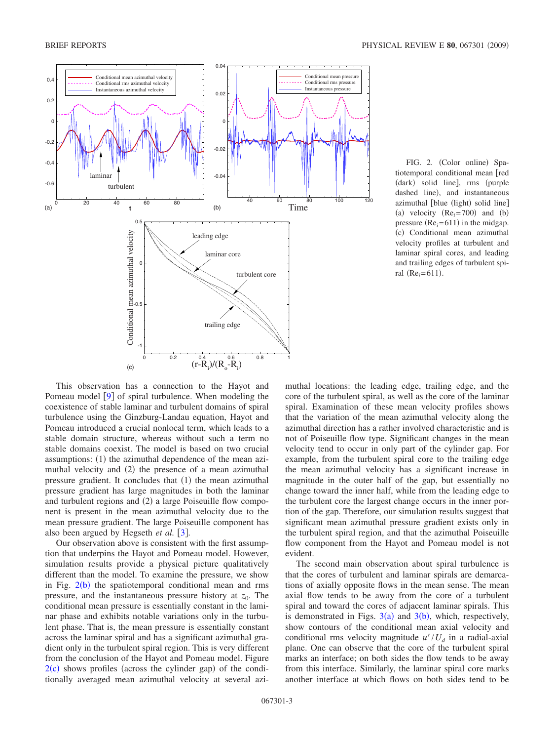FIG. 2. (Color online) Spatiotemporal conditional mean [red (dark) solid line], rms (purple dashed line), and instantaneous azimuthal [blue (light) solid line] (a) velocity ($Re_i=700$) and (b) pressure ($Re_i=611$) in the midgap. (c) Conditional mean azimuthal velocity profiles at turbulent and laminar spiral cores, and leading and trailing edges of turbulent spiral ($Re_i=611$).

This observation has a connection to the Hayot and Pomeau model [9] of spiral turbulence. When modeling the coexistence of stable laminar and turbulent domains of spiral turbulence using the Ginzburg-Landau equation, Hayot and Pomeau introduced a crucial nonlocal term, which leads to a stable domain structure, whereas without such a term no stable domains coexist. The model is based on two crucial assumptions: (1) the azimuthal dependence of the mean azimuthal velocity and (2) the presence of a mean azimuthal pressure gradient. It concludes that (1) the mean azimuthal pressure gradient has large magnitudes in both the laminar and turbulent regions and (2) a large Poiseuille flow component is present in the mean azimuthal velocity due to the mean pressure gradient. The large Poiseuille component has also been argued by Hegseth *et al.* [3].

Our observation above is consistent with the first assumption that underpins the Hayot and Pomeau model. However, simulation results provide a physical picture qualitatively different than the model. To examine the pressure, we show in Fig. 2(b) the spatiotemporal conditional mean and rms pressure, and the instantaneous pressure history at $z_0$. The conditional mean pressure is essentially constant in the laminar phase and exhibits notable variations only in the turbulent phase. That is, the mean pressure is essentially constant across the laminar spiral and has a significant azimuthal gradient only in the turbulent spiral region. This is very different from the conclusion of the Hayot and Pomeau model. Figure 2(c) shows profiles (across the cylinder gap) of the conditionally averaged mean azimuthal velocity at several azimuthal locations: the leading edge, trailing edge, and the core of the turbulent spiral, as well as the core of the laminar spiral. Examination of these mean velocity profiles shows that the variation of the mean azimuthal velocity along the azimuthal direction has a rather involved characteristic and is not of Poiseuille flow type. Significant changes in the mean velocity tend to occur in only part of the cylinder gap. For example, from the turbulent spiral core to the trailing edge the mean azimuthal velocity has a significant increase in magnitude in the outer half of the gap, but essentially no change toward the inner half, while from the leading edge to the turbulent core the largest change occurs in the inner portion of the gap. Therefore, our simulation results suggest that significant mean azimuthal pressure gradient exists only in the turbulent spiral region, and that the azimuthal Poiseuille flow component from the Hayot and Pomeau model is not evident.

The second main observation about spiral turbulence is that the cores of turbulent and laminar spirals are demarcations of axially opposite flows in the mean sense. The mean axial flow tends to be away from the core of a turbulent spiral and toward the cores of adjacent laminar spirals. This is demonstrated in Figs. 3(a) and 3(b), which, respectively, show contours of the conditional mean axial velocity and conditional rms velocity magnitude $u'/U_d$ in a radial-axial plane. One can observe that the core of the turbulent spiral marks an interface; on both sides the flow tends to be away from this interface. Similarly, the laminar spiral core marks another interface at which flows on both sides tend to be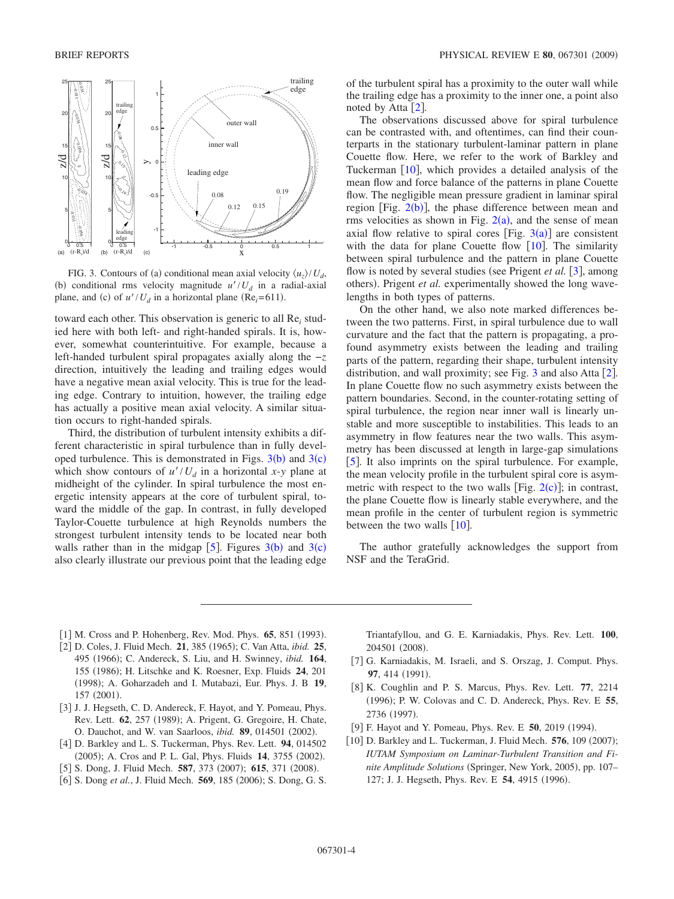(a) (b) (c)

25 20 15 10 5 0

z/d

0 0.5 1

(r-R$_i$)/d

trailing edge

leading edge

trailing edge

outer wall

inner wall

leading edge

0.08 0.12 0.15 0.19

y

x

FIG. 3. Contours of (a) conditional mean axial velocity $\langle u_z \rangle / U_d$, (b) conditional rms velocity magnitude $u'/U_d$ in a radial-axial plane, and (c) of $u'/U_d$ in a horizontal plane ($\mathrm{Re}_i = 611$).

toward each other. This observation is generic to all $\mathrm{Re}_i$ studied here with both left- and right-handed spirals. It is, however, somewhat counterintuitive. For example, because a left-handed turbulent spiral propagates axially along the $-z$ direction, intuitively the leading and trailing edges would have a negative mean axial velocity. This is true for the leading edge. Contrary to intuition, however, the trailing edge has actually a positive mean axial velocity. A similar situation occurs to right-handed spirals.

Third, the distribution of turbulent intensity exhibits a different characteristic in spiral turbulence than in fully developed turbulence. This is demonstrated in Figs. 3(b) and 3(c) which show contours of $u'/U_d$ in a horizontal $x$-$y$ plane at midheight of the cylinder. In spiral turbulence the most energetic intensity appears at the core of turbulent spiral, toward the middle of the gap. In contrast, in fully developed Taylor-Couette turbulence at high Reynolds numbers the strongest turbulent intensity tends to be located near both walls rather than in the midgap [5]. Figures 3(b) and 3(c) also clearly illustrate our previous point that the leading edge of the turbulent spiral has a proximity to the outer wall while the trailing edge has a proximity to the inner one, a point also noted by Atta [2].

The observations discussed above for spiral turbulence can be contrasted with, and oftentimes, can find their counterparts in the stationary turbulent-laminar pattern in plane Couette flow. Here, we refer to the work of Barkley and Tuckerman [10], which provides a detailed analysis of the mean flow and force balance of the patterns in plane Couette flow. The negligible mean pressure gradient in laminar spiral region [Fig. 2(b)], the phase difference between mean and rms velocities as shown in Fig. 2(a), and the sense of mean axial flow relative to spiral cores [Fig. 3(a)] are consistent with the data for plane Couette flow [10]. The similarity between spiral turbulence and the pattern in plane Couette flow is noted by several studies (see Prigent *et al.* [3], among others). Prigent *et al.* experimentally showed the long wavelengths in both types of patterns.

On the other hand, we also note marked differences between the two patterns. First, in spiral turbulence due to wall curvature and the fact that the pattern is propagating, a profound asymmetry exists between the leading and trailing parts of the pattern, regarding their shape, turbulent intensity distribution, and wall proximity; see Fig. 3 and also Atta [2]. In plane Couette flow no such asymmetry exists between the pattern boundaries. Second, in the counter-rotating setting of spiral turbulence, the region near inner wall is linearly unstable and more susceptible to instabilities. This leads to an asymmetry in flow features near the two walls. This asymmetry has been discussed at length in large-gap simulations [5]. It also imprints on the spiral turbulence. For example, the mean velocity profile in the turbulent spiral core is asymmetric with respect to the two walls [Fig. 2(c)]; in contrast, the plane Couette flow is linearly stable everywhere, and the mean profile in the center of turbulent region is symmetric between the two walls [10].

The author gratefully acknowledges the support from NSF and the TeraGrid.

---

[1] M. Cross and P. Hohenberg, Rev. Mod. Phys. **65**, 851 (1993).

[2] D. Coles, J. Fluid Mech. **21**, 385 (1965); C. Van Atta, *ibid.* **25**, 495 (1966); C. Andereck, S. Liu, and H. Swinney, *ibid.* **164**, 155 (1986); H. Litschke and K. Roesner, Exp. Fluids **24**, 201 (1998); A. Goharzadeh and I. Mutabazi, Eur. Phys. J. B **19**, 157 (2001).

[3] J. J. Hegseth, C. D. Andereck, F. Hayot, and Y. Pomeau, Phys. Rev. Lett. **62**, 257 (1989); A. Prigent, G. Gregoire, H. Chate, O. Dauchot, and W. van Saarloos, *ibid.* **89**, 014501 (2002).

[4] D. Barkley and L. S. Tuckerman, Phys. Rev. Lett. **94**, 014502 (2005); A. Cros and P. L. Gal, Phys. Fluids **14**, 3755 (2002).

[5] S. Dong, J. Fluid Mech. **587**, 373 (2007); **615**, 371 (2008).

[6] S. Dong *et al.*, J. Fluid Mech. **569**, 185 (2006); S. Dong, G. S. Triantafyllou, and G. E. Karniadakis, Phys. Rev. Lett. **100**, 204501 (2008).

[7] G. Karniadakis, M. Israeli, and S. Orszag, J. Comput. Phys. **97**, 414 (1991).

[8] K. Coughlin and P. S. Marcus, Phys. Rev. Lett. **77**, 2214 (1996); P. W. Colovas and C. D. Andereck, Phys. Rev. E **55**, 2736 (1997).

[9] F. Hayot and Y. Pomeau, Phys. Rev. E **50**, 2019 (1994).

[10] D. Barkley and L. Tuckerman, J. Fluid Mech. **576**, 109 (2007); *IUTAM Symposium on Laminar-Turbulent Transition and Finite Amplitude Solutions* (Springer, New York, 2005), pp. 107–127; J. J. Hegseth, Phys. Rev. E **54**, 4915 (1996).